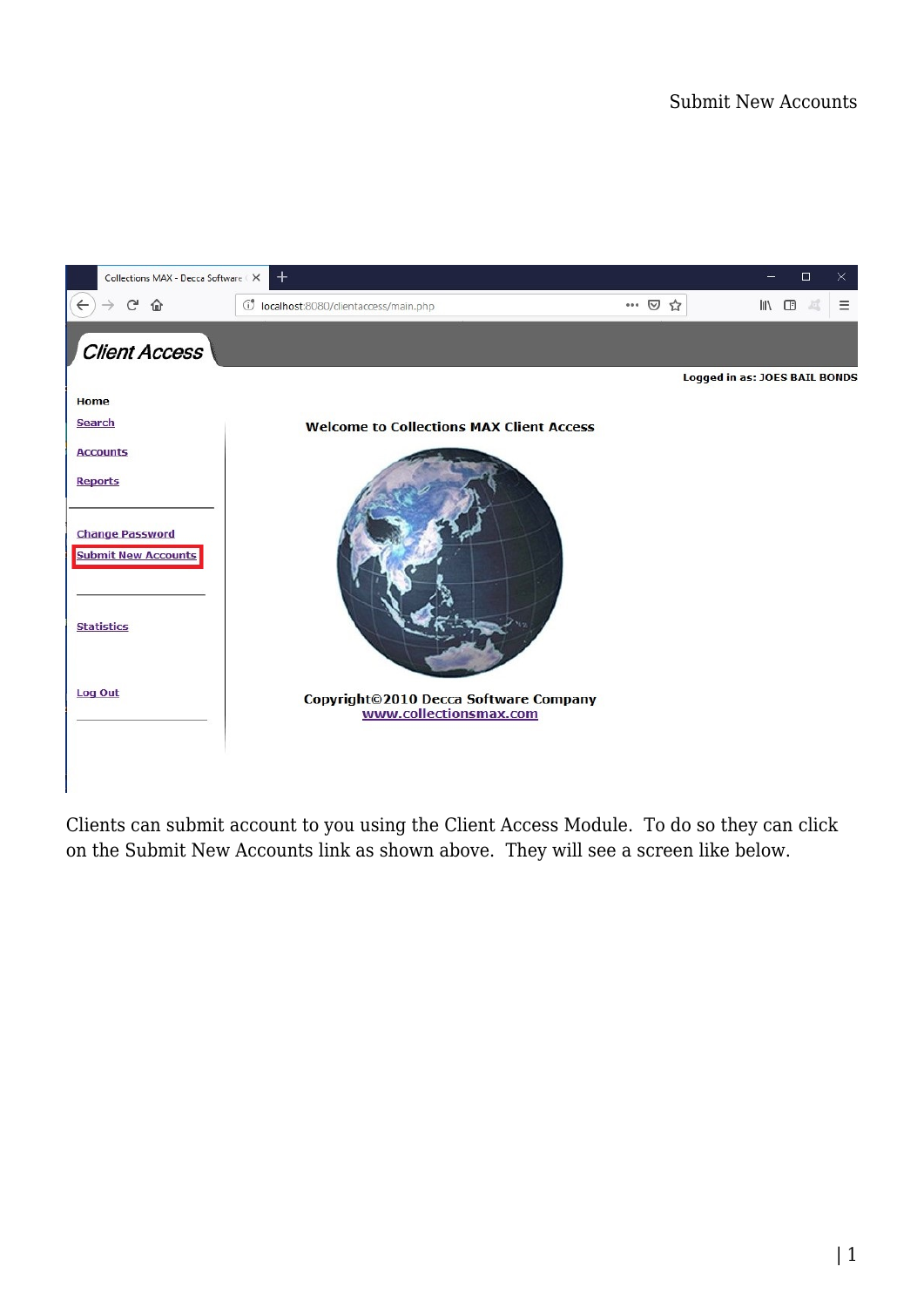Clients can submit account to you using the Client Access Module. To do so they can click on the Submit New Accounts link as shown above. They will see a screen like below.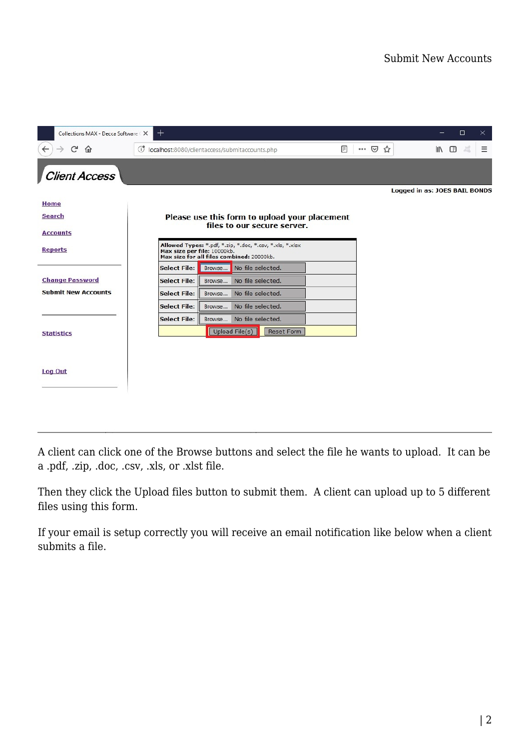A client can click one of the Browse buttons and select the file he wants to upload. It can be a .pdf, .zip, .doc, .csv, .xls, or .xlst file.

Then they click the Upload files button to submit them. A client can upload up to 5 different files using this form.

If your email is setup correctly you will receive an email notification like below when a client submits a file.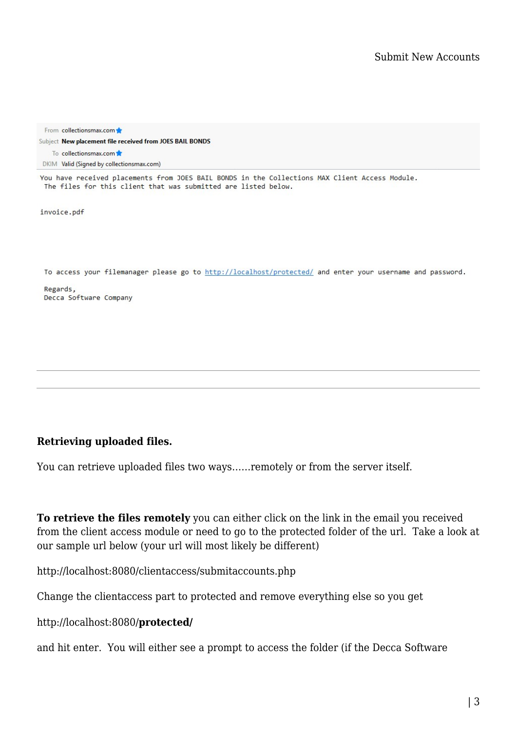Submit New Accounts

From collectionsmax.com
Subject **New placement file received from JOES BAIL BONDS**
To collectionsmax.com
DKIM Valid (Signed by collectionsmax.com)

```
You have received placements from JOES BAIL BONDS in the Collections MAX Client Access Module.
 The files for this client that was submitted are listed below.


invoice.pdf




 To access your filemanager please go to http://localhost/protected/ and enter your username and password.

 Regards,
 Decca Software Company
```

---

---

**Retrieving uploaded files.**

You can retrieve uploaded files two ways……remotely or from the server itself.

**To retrieve the files remotely** you can either click on the link in the email you received from the client access module or need to go to the protected folder of the url. Take a look at our sample url below (your url will most likely be different)

http://localhost:8080/clientaccess/submitaccounts.php

Change the clientaccess part to protected and remove everything else so you get

http://localhost:8080/**protected/**

and hit enter. You will either see a prompt to access the folder (if the Decca Software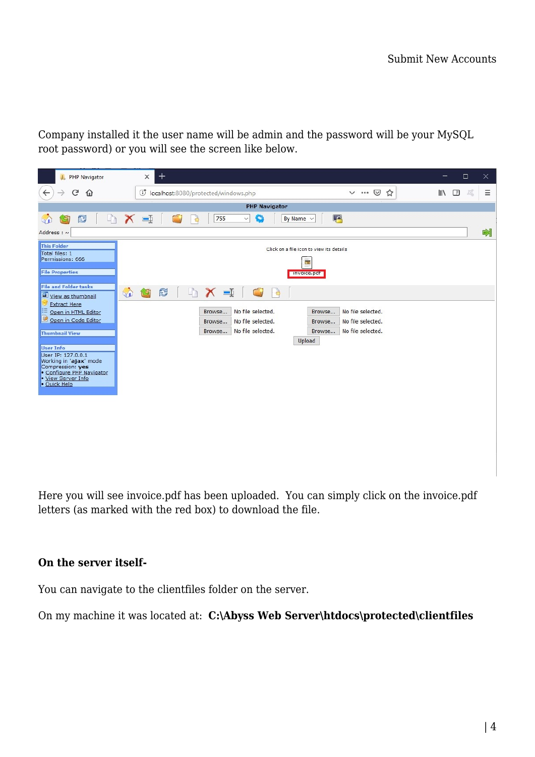Company installed it the user name will be admin and the password will be your MySQL root password) or you will see the screen like below.

Here you will see invoice.pdf has been uploaded. You can simply click on the invoice.pdf letters (as marked with the red box) to download the file.

**On the server itself-**

You can navigate to the clientfiles folder on the server.

On my machine it was located at: **C:\Abyss Web Server\htdocs\protected\clientfiles**